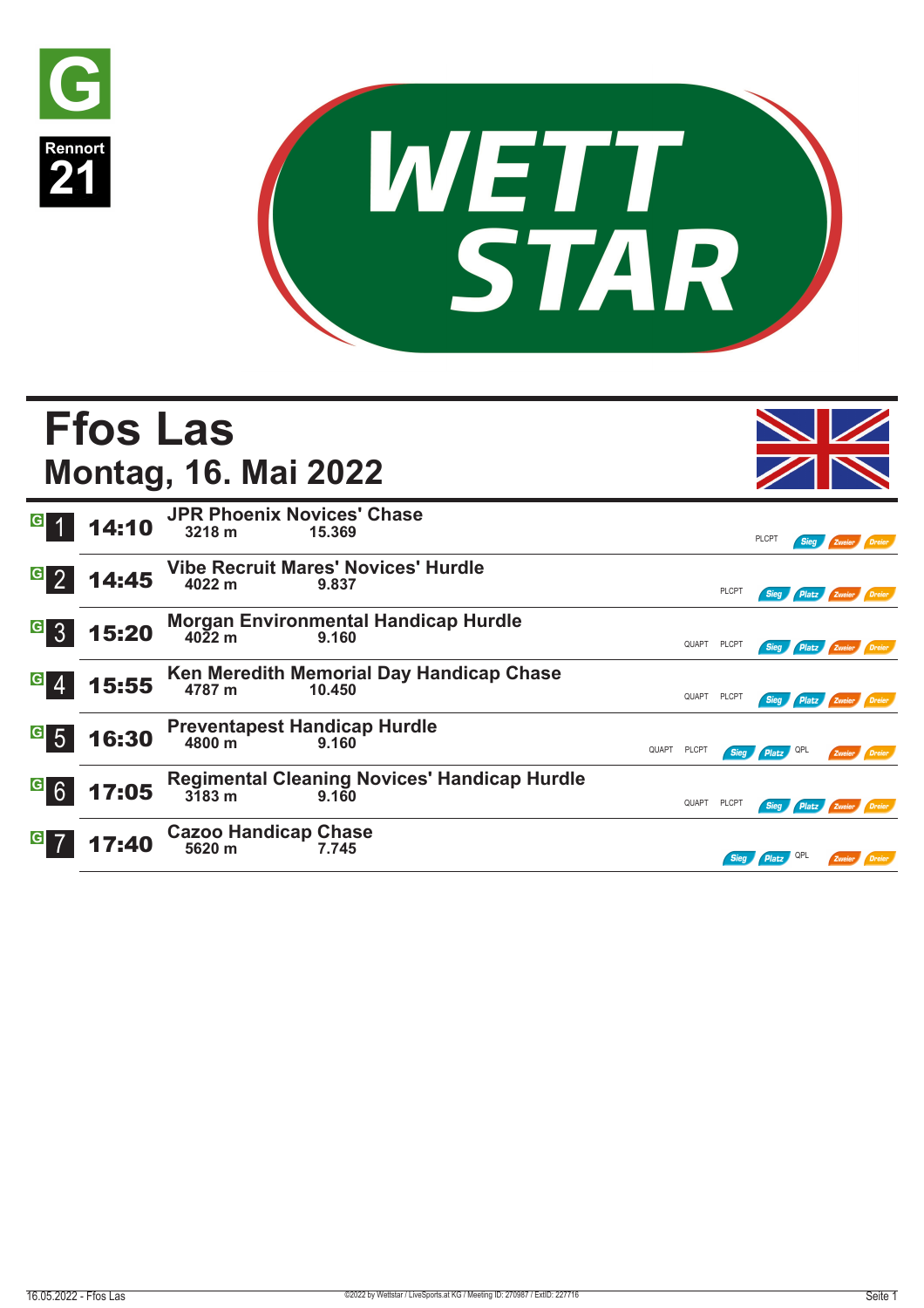G

Rennort 21

WETT STAR

# Ffos Las

## Montag, 16. Mai 2022

| Rennen | Zeit | Rennen | Distanz | Preisgeld | Wetten |
|---|---|---|---|---|---|
| G 1 | 14:10 | JPR Phoenix Novices' Chase | 3218 m | 15.369 | PLCPT Sieg Zweier Dreier |
| G 2 | 14:45 | Vibe Recruit Mares' Novices' Hurdle | 4022 m | 9.837 | PLCPT Sieg Platz Zweier Dreier |
| G 3 | 15:20 | Morgan Environmental Handicap Hurdle | 4022 m | 9.160 | QUAPT PLCPT Sieg Platz Zweier Dreier |
| G 4 | 15:55 | Ken Meredith Memorial Day Handicap Chase | 4787 m | 10.450 | QUAPT PLCPT Sieg Platz Zweier Dreier |
| G 5 | 16:30 | Preventapest Handicap Hurdle | 4800 m | 9.160 | QUAPT PLCPT Sieg Platz QPL Zweier Dreier |
| G 6 | 17:05 | Regimental Cleaning Novices' Handicap Hurdle | 3183 m | 9.160 | QUAPT PLCPT Sieg Platz Zweier Dreier |
| G 7 | 17:40 | Cazoo Handicap Chase | 5620 m | 7.745 | Sieg Platz QPL Zweier Dreier |

16.05.2022 - Ffos Las ©2022 by Wettstar / LiveSports.at KG / Meeting ID: 270987 / ExtID: 227716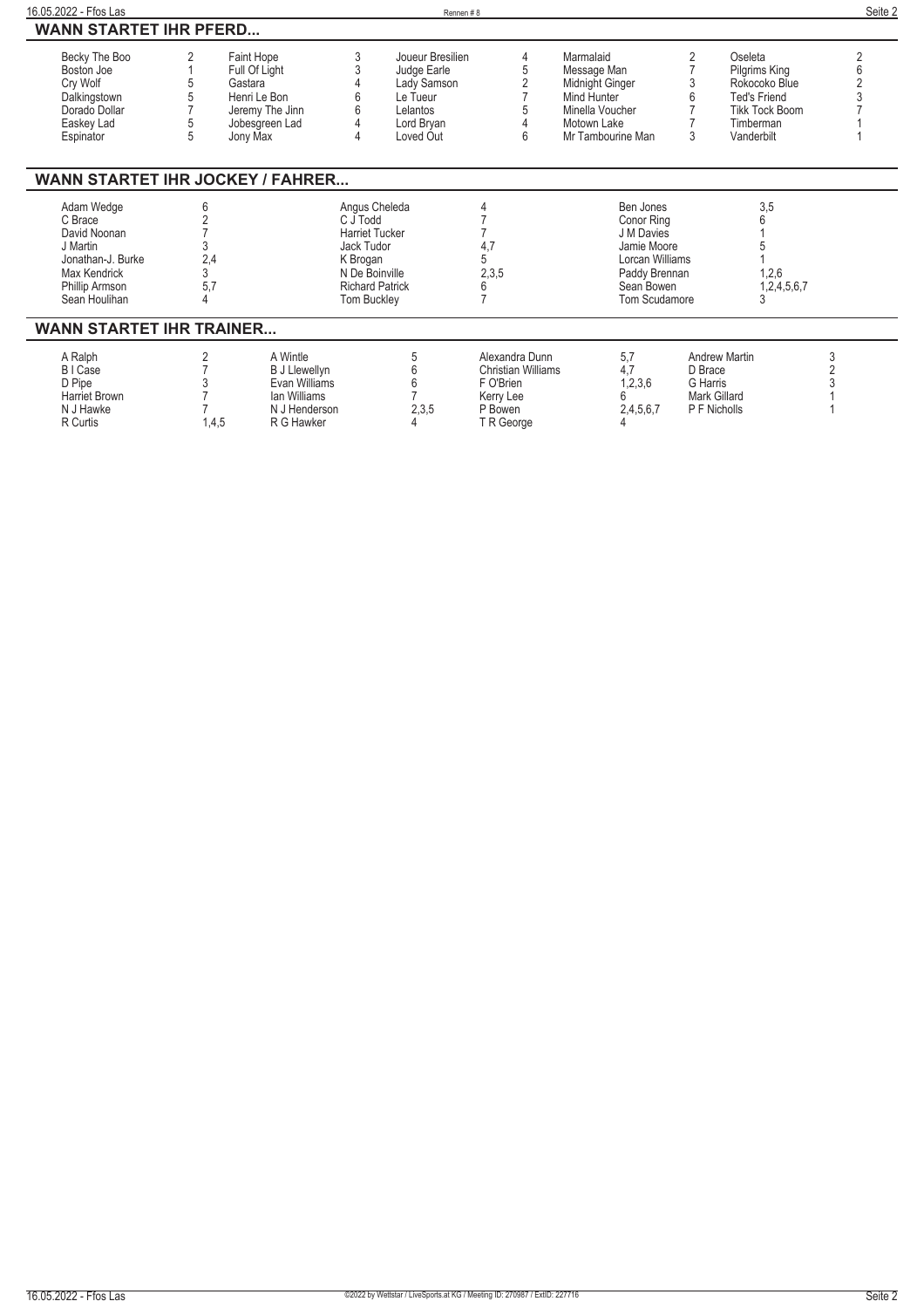## WANN STARTET IHR PFERD...

| Pferd | Rennen | Pferd | Rennen | Pferd | Rennen | Pferd | Rennen | Pferd | Rennen |
|---|---|---|---|---|---|---|---|---|---|
| Becky The Boo | 2 | Faint Hope | 3 | Joueur Bresilien | 4 | Marmalaid | 2 | Oseleta | 2 |
| Boston Joe | 1 | Full Of Light | 3 | Judge Earle | 5 | Message Man | 7 | Pilgrims King | 6 |
| Cry Wolf | 5 | Gastara | 4 | Lady Samson | 2 | Midnight Ginger | 3 | Rokocoko Blue | 2 |
| Dalkingstown | 5 | Henri Le Bon | 6 | Le Tueur | 7 | Mind Hunter | 6 | Ted's Friend | 3 |
| Dorado Dollar | 7 | Jeremy The Jinn | 6 | Lelantos | 5 | Minella Voucher | 7 | Tikk Tock Boom | 7 |
| Easkey Lad | 5 | Jobesgreen Lad | 4 | Lord Bryan | 4 | Motown Lake | 7 | Timberman | 1 |
| Espinator | 5 | Jony Max | 4 | Loved Out | 6 | Mr Tambourine Man | 3 | Vanderbilt | 1 |

## WANN STARTET IHR JOCKEY / FAHRER...

| Jockey / Fahrer | Rennen | Jockey / Fahrer | Rennen | Jockey / Fahrer | Rennen |
|---|---|---|---|---|---|
| Adam Wedge | 6 | Angus Cheleda | 4 | Ben Jones | 3,5 |
| C Brace | 2 | C J Todd | 7 | Conor Ring | 6 |
| David Noonan | 7 | Harriet Tucker | 7 | J M Davies | 1 |
| J Martin | 3 | Jack Tudor | 4,7 | Jamie Moore | 5 |
| Jonathan-J. Burke | 2,4 | K Brogan | 5 | Lorcan Williams | 1 |
| Max Kendrick | 3 | N De Boinville | 2,3,5 | Paddy Brennan | 1,2,6 |
| Phillip Armson | 5,7 | Richard Patrick | 6 | Sean Bowen | 1,2,4,5,6,7 |
| Sean Houlihan | 4 | Tom Buckley | 7 | Tom Scudamore | 3 |

## WANN STARTET IHR TRAINER...

| Trainer | Rennen | Trainer | Rennen | Trainer | Rennen | Trainer | Rennen |
|---|---|---|---|---|---|---|---|
| A Ralph | 2 | A Wintle | 5 | Alexandra Dunn | 5,7 | Andrew Martin | 3 |
| B I Case | 7 | B J Llewellyn | 6 | Christian Williams | 4,7 | D Brace | 2 |
| D Pipe | 3 | Evan Williams | 6 | F O'Brien | 1,2,3,6 | G Harris | 3 |
| Harriet Brown | 7 | Ian Williams | 7 | Kerry Lee | 6 | Mark Gillard | 1 |
| N J Hawke | 7 | N J Henderson | 2,3,5 | P Bowen | 2,4,5,6,7 | P F Nicholls | 1 |
| R Curtis | 1,4,5 | R G Hawker | 4 | T R George | 4 | | |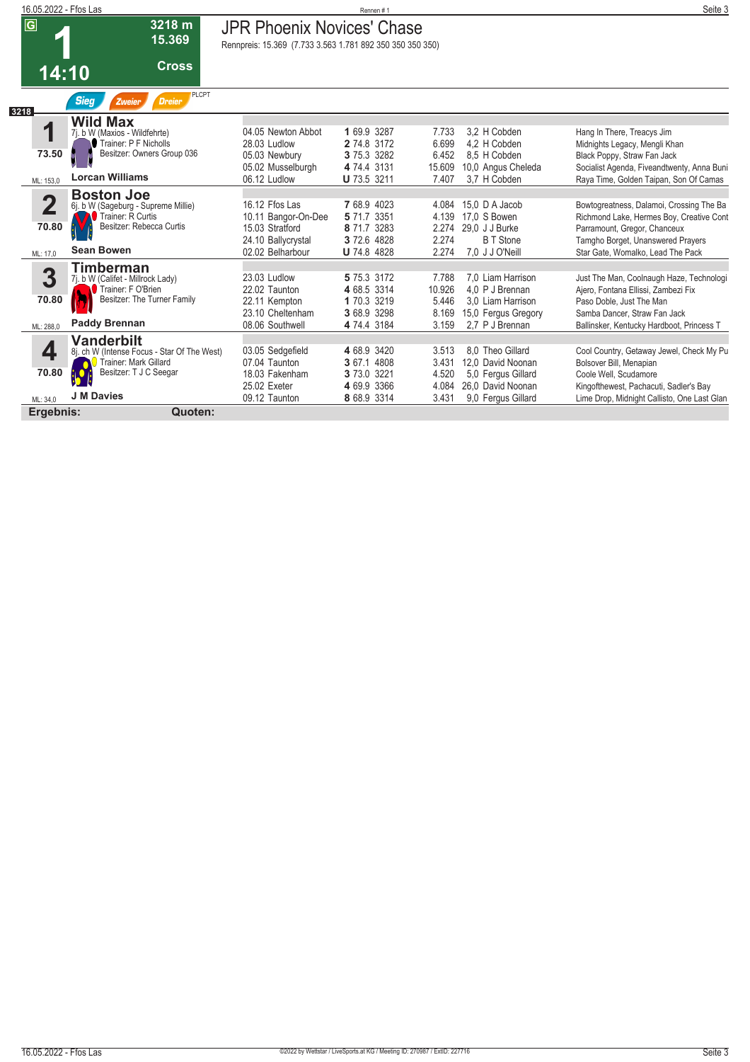# 1 — JPR Phoenix Novices' Chase

**14:10** | 3218 m | 15.369 | Cross

Rennpreis: 15.369 (7.733 3.563 1.781 892 350 350 350 350)

Sieg | Zweier | Dreier | PLCPT

3218

## 1 Wild Max
7j. b W (Maxios - Wildfehrte)
Trainer: P F Nicholls
Besitzer: Owners Group 036
73.50
ML: 153,0
**Lorcan Williams**

| Datum | Ort | Pl. | Gew. | Dist. | Preis | Quote | Reiter | Erste |
|---|---|---|---|---|---|---|---|---|
| 04.05 | Newton Abbot | 1 | 69.9 | 3287 | 7.733 | 3,2 | H Cobden | Hang In There, Treacys Jim |
| 28.03 | Ludlow | 2 | 74.8 | 3172 | 6.699 | 4,2 | H Cobden | Midnights Legacy, Mengli Khan |
| 05.03 | Newbury | 3 | 75.3 | 3282 | 6.452 | 8,5 | H Cobden | Black Poppy, Straw Fan Jack |
| 05.02 | Musselburgh | 4 | 74.4 | 3131 | 15.609 | 10,0 | Angus Cheleda | Socialist Agenda, Fiveandtwenty, Anna Buni |
| 06.12 | Ludlow | U | 73.5 | 3211 | 7.407 | 3,7 | H Cobden | Raya Time, Golden Taipan, Son Of Camas |

## 2 Boston Joe
6j. b W (Sageburg - Supreme Millie)
Trainer: R Curtis
Besitzer: Rebecca Curtis
70.80
ML: 17,0
**Sean Bowen**

| Datum | Ort | Pl. | Gew. | Dist. | Preis | Quote | Reiter | Erste |
|---|---|---|---|---|---|---|---|---|
| 16.12 | Ffos Las | 7 | 68.9 | 4023 | 4.084 | 15,0 | D A Jacob | Bowtogreatness, Dalamoi, Crossing The Ba |
| 10.11 | Bangor-On-Dee | 5 | 71.7 | 3351 | 4.139 | 17,0 | S Bowen | Richmond Lake, Hermes Boy, Creative Cont |
| 15.03 | Stratford | 8 | 71.7 | 3283 | 2.274 | 29,0 | J J Burke | Parramount, Gregor, Chanceux |
| 24.10 | Ballycrystal | 3 | 72.6 | 4828 | 2.274 | | B T Stone | Tamgho Borget, Unanswered Prayers |
| 02.02 | Belharbour | U | 74.8 | 4828 | 2.274 | 7,0 | J J O'Neill | Star Gate, Womalko, Lead The Pack |

## 3 Timberman
7j. b W (Califet - Millrock Lady)
Trainer: F O'Brien
Besitzer: The Turner Family
70.80
ML: 288,0
**Paddy Brennan**

| Datum | Ort | Pl. | Gew. | Dist. | Preis | Quote | Reiter | Erste |
|---|---|---|---|---|---|---|---|---|
| 23.03 | Ludlow | 5 | 75.3 | 3172 | 7.788 | 7,0 | Liam Harrison | Just The Man, Coolnaugh Haze, Technologi |
| 22.02 | Taunton | 4 | 68.5 | 3314 | 10.926 | 4,0 | P J Brennan | Ajero, Fontana Ellissi, Zambezi Fix |
| 22.11 | Kempton | 1 | 70.3 | 3219 | 5.446 | 3,0 | Liam Harrison | Paso Doble, Just The Man |
| 23.10 | Cheltenham | 3 | 68.9 | 3298 | 8.169 | 15,0 | Fergus Gregory | Samba Dancer, Straw Fan Jack |
| 08.06 | Southwell | 4 | 74.4 | 3184 | 3.159 | 2,7 | P J Brennan | Ballinsker, Kentucky Hardboot, Princess T |

## 4 Vanderbilt
8j. ch W (Intense Focus - Star Of The West)
Trainer: Mark Gillard
Besitzer: T J C Seegar
70.80
ML: 34,0
**J M Davies**

| Datum | Ort | Pl. | Gew. | Dist. | Preis | Quote | Reiter | Erste |
|---|---|---|---|---|---|---|---|---|
| 03.05 | Sedgefield | 4 | 68.9 | 3420 | 3.513 | 8,0 | Theo Gillard | Cool Country, Getaway Jewel, Check My Pu |
| 07.04 | Taunton | 3 | 67.1 | 4808 | 3.431 | 12,0 | David Noonan | Bolsover Bill, Menapian |
| 18.03 | Fakenham | 3 | 73.0 | 3221 | 4.520 | 5,0 | Fergus Gillard | Coole Well, Scudamore |
| 25.02 | Exeter | 4 | 69.9 | 3366 | 4.084 | 26,0 | David Noonan | Kingofthewest, Pachacuti, Sadler's Bay |
| 09.12 | Taunton | 8 | 68.9 | 3314 | 3.431 | 9,0 | Fergus Gillard | Lime Drop, Midnight Callisto, One Last Glan |

**Ergebnis:** **Quoten:**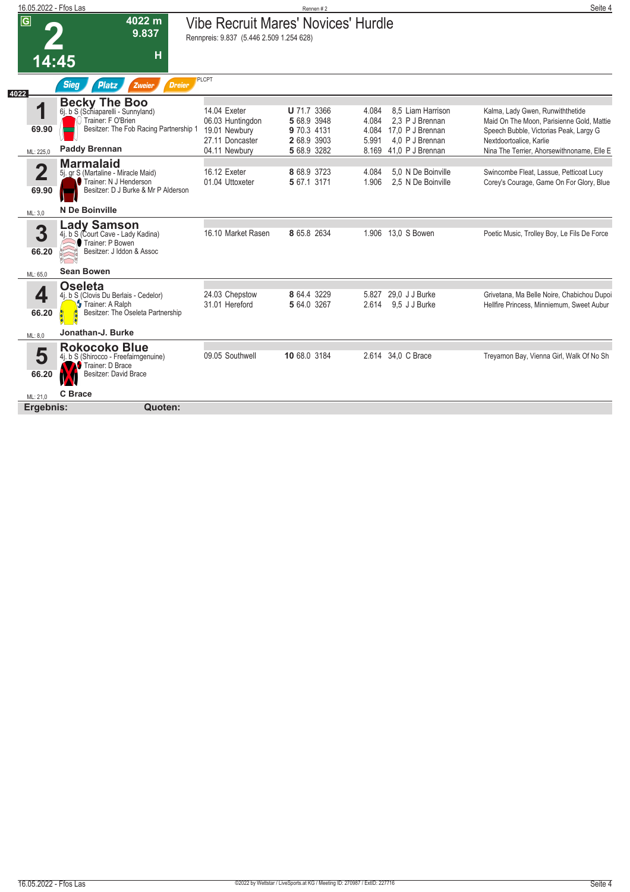# 2 — 14:45

**4022 m** · **9.837** · **H**

## Vibe Recruit Mares' Novices' Hurdle

Rennpreis: 9.837 (5.446 2.509 1.254 628)

Sieg · Platz · Zweier · Dreier

PLCPT

4022

### 1 Becky The Boo
6j. b S (Schiaparelli - Sunnyland)
Trainer: F O'Brien
Besitzer: The Fob Racing Partnership 1
69.90
ML: 225,0
**Paddy Brennan**

| Datum/Ort | Platz/Rating | Distanz | Quote/Jockey | Gegner |
|---|---|---|---|---|
| 14.04 Exeter | **U** 71.7 3366 | 4.084 | 8,5 Liam Harrison | Kalma, Lady Gwen, Runwiththetide |
| 06.03 Huntingdon | **5** 68.9 3948 | 4.084 | 2,3 P J Brennan | Maid On The Moon, Parisienne Gold, Mattie |
| 19.01 Newbury | **9** 70.3 4131 | 4.084 | 17,0 P J Brennan | Speech Bubble, Victorias Peak, Largy G |
| 27.11 Doncaster | **2** 68.9 3903 | 5.991 | 4,0 P J Brennan | Nextdoortoalice, Karlie |
| 04.11 Newbury | **5** 68.9 3282 | 8.169 | 41,0 P J Brennan | Nina The Terrier, Ahorsewithnoname, Elle E |

### 2 Marmalaid
5j. gr S (Martaline - Miracle Maid)
Trainer: N J Henderson
Besitzer: D J Burke & Mr P Alderson
69.90
ML: 3,0
**N De Boinville**

| Datum/Ort | Platz/Rating | Distanz | Quote/Jockey | Gegner |
|---|---|---|---|---|
| 16.12 Exeter | **8** 68.9 3723 | 4.084 | 5,0 N De Boinville | Swincombe Fleat, Lassue, Petticoat Lucy |
| 01.04 Uttoxeter | **5** 67.1 3171 | 1.906 | 2,5 N De Boinville | Corey's Courage, Game On For Glory, Blue |

### 3 Lady Samson
4j. b S (Court Cave - Lady Kadina)
Trainer: P Bowen
Besitzer: J Iddon & Assoc
66.20
ML: 65,0
**Sean Bowen**

| Datum/Ort | Platz/Rating | Distanz | Quote/Jockey | Gegner |
|---|---|---|---|---|
| 16.10 Market Rasen | **8** 65.8 2634 | 1.906 | 13,0 S Bowen | Poetic Music, Trolley Boy, Le Fils De Force |

### 4 Oseleta
4j. b S (Clovis Du Berlais - Cedelor)
Trainer: A Ralph
Besitzer: The Oseleta Partnership
66.20
ML: 8,0
**Jonathan-J. Burke**

| Datum/Ort | Platz/Rating | Distanz | Quote/Jockey | Gegner |
|---|---|---|---|---|
| 24.03 Chepstow | **8** 64.4 3229 | 5.827 | 29,0 J J Burke | Grivetana, Ma Belle Noire, Chabichou Dupoi |
| 31.01 Hereford | **5** 64.0 3267 | 2.614 | 9,5 J J Burke | Hellfire Princess, Minniemum, Sweet Aubur |

### 5 Rokocoko Blue
4j. b S (Shirocco - Freefairngenuine)
Trainer: D Brace
Besitzer: David Brace
66.20
ML: 21,0
**C Brace**

| Datum/Ort | Platz/Rating | Distanz | Quote/Jockey | Gegner |
|---|---|---|---|---|
| 09.05 Southwell | **10** 68.0 3184 | 2.614 | 34,0 C Brace | Treyamon Bay, Vienna Girl, Walk Of No Sh |

**Ergebnis:** **Quoten:**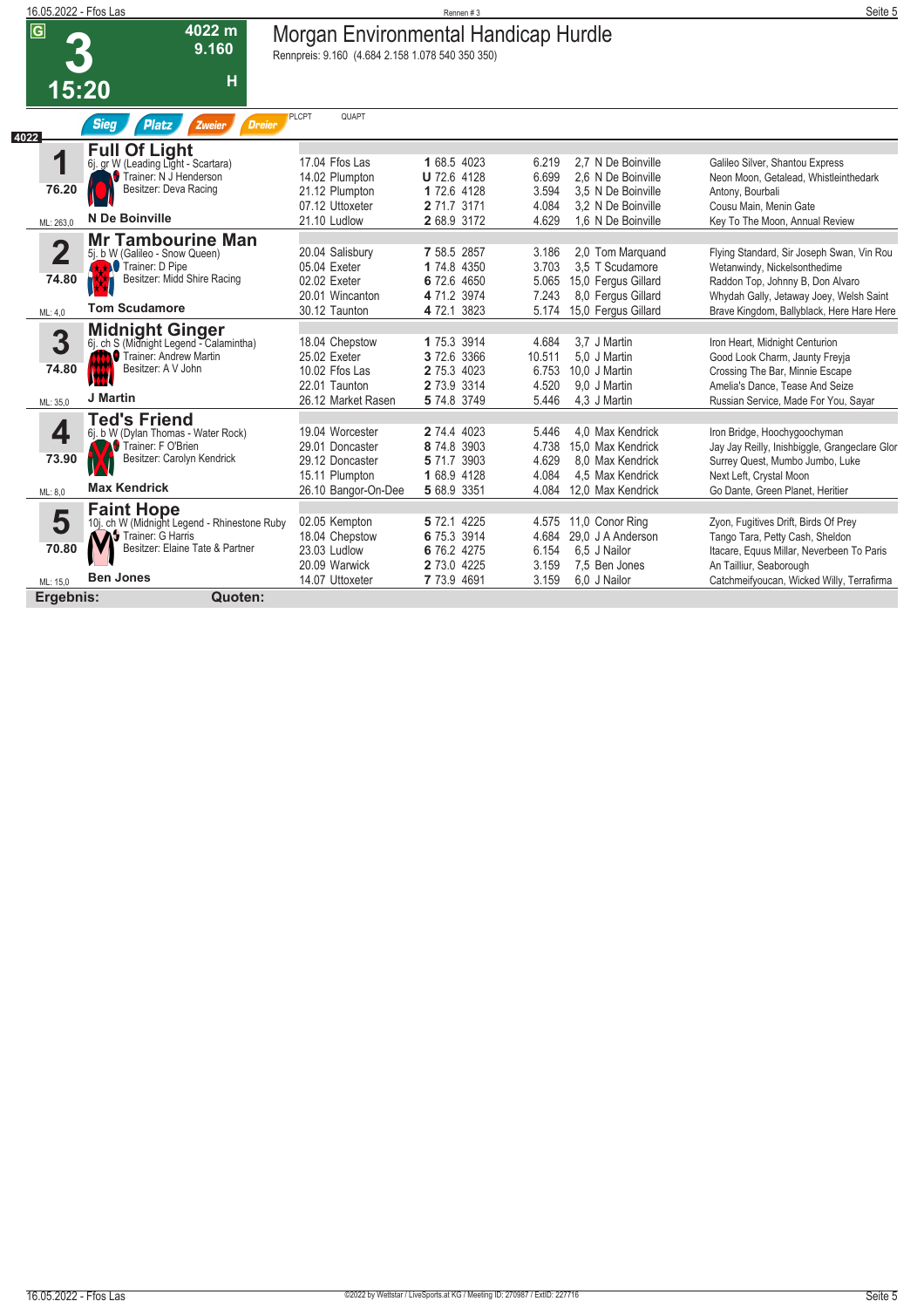# 3 — 15:20

**4022 m** | **9.160** | **H**

## Morgan Environmental Handicap Hurdle

Rennpreis: 9.160 (4.684 2.158 1.078 540 350 350)

Sieg | Platz | Zweier | Dreier | PLCPT | QUAPT

4022

### 1 Full Of Light
6j. gr W (Leading Light - Scartara)
Trainer: N J Henderson
Besitzer: Deva Racing
76.20
N De Boinville
ML: 263,0

| Datum | Ort | Platz | Gew. | Dist. | Preis | Quote | Jockey | Erste |
|---|---|---|---|---|---|---|---|---|
| 17.04 | Ffos Las | 1 | 68.5 | 4023 | 6.219 | 2,7 | N De Boinville | Galileo Silver, Shantou Express |
| 14.02 | Plumpton | U | 72.6 | 4128 | 6.699 | 2,6 | N De Boinville | Neon Moon, Getalead, Whistleinthedark |
| 21.12 | Plumpton | 1 | 72.6 | 4128 | 3.594 | 3,5 | N De Boinville | Antony, Bourbali |
| 07.12 | Uttoxeter | 2 | 71.7 | 3171 | 4.084 | 3,2 | N De Boinville | Cousu Main, Menin Gate |
| 21.10 | Ludlow | 2 | 68.9 | 3172 | 4.629 | 1,6 | N De Boinville | Key To The Moon, Annual Review |

### 2 Mr Tambourine Man
5j. b W (Galileo - Snow Queen)
Trainer: D Pipe
Besitzer: Midd Shire Racing
74.80
Tom Scudamore
ML: 4,0

| Datum | Ort | Platz | Gew. | Dist. | Preis | Quote | Jockey | Erste |
|---|---|---|---|---|---|---|---|---|
| 20.04 | Salisbury | 7 | 58.5 | 2857 | 3.186 | 2,0 | Tom Marquand | Flying Standard, Sir Joseph Swan, Vin Rou |
| 05.04 | Exeter | 1 | 74.8 | 4350 | 3.703 | 3,5 | T Scudamore | Wetanwindy, Nickelsonthedime |
| 02.02 | Exeter | 6 | 72.6 | 4650 | 5.065 | 15,0 | Fergus Gillard | Raddon Top, Johnny B, Don Alvaro |
| 20.01 | Wincanton | 4 | 71.2 | 3974 | 7.243 | 8,0 | Fergus Gillard | Whydah Gally, Jetaway Joey, Welsh Saint |
| 30.12 | Taunton | 4 | 72.1 | 3823 | 5.174 | 15,0 | Fergus Gillard | Brave Kingdom, Ballyblack, Here Hare Here |

### 3 Midnight Ginger
6j. ch S (Midnight Legend - Calamintha)
Trainer: Andrew Martin
Besitzer: A V John
74.80
J Martin
ML: 35,0

| Datum | Ort | Platz | Gew. | Dist. | Preis | Quote | Jockey | Erste |
|---|---|---|---|---|---|---|---|---|
| 18.04 | Chepstow | 1 | 75.3 | 3914 | 4.684 | 3,7 | J Martin | Iron Heart, Midnight Centurion |
| 25.02 | Exeter | 3 | 72.6 | 3366 | 10.511 | 5,0 | J Martin | Good Look Charm, Jaunty Freyja |
| 10.02 | Ffos Las | 2 | 75.3 | 4023 | 6.753 | 10,0 | J Martin | Crossing The Bar, Minnie Escape |
| 22.01 | Taunton | 2 | 73.9 | 3314 | 4.520 | 9,0 | J Martin | Amelia's Dance, Tease And Seize |
| 26.12 | Market Rasen | 5 | 74.8 | 3749 | 5.446 | 4,3 | J Martin | Russian Service, Made For You, Sayar |

### 4 Ted's Friend
6j. b W (Dylan Thomas - Water Rock)
Trainer: F O'Brien
Besitzer: Carolyn Kendrick
73.90
Max Kendrick
ML: 8,0

| Datum | Ort | Platz | Gew. | Dist. | Preis | Quote | Jockey | Erste |
|---|---|---|---|---|---|---|---|---|
| 19.04 | Worcester | 2 | 74.4 | 4023 | 5.446 | 4,0 | Max Kendrick | Iron Bridge, Hoochygoochyman |
| 29.01 | Doncaster | 8 | 74.8 | 3903 | 4.738 | 15,0 | Max Kendrick | Jay Jay Reilly, Inishbiggle, Grangeclare Glor |
| 29.12 | Doncaster | 5 | 71.7 | 3903 | 4.629 | 8,0 | Max Kendrick | Surrey Quest, Mumbo Jumbo, Luke |
| 15.11 | Plumpton | 1 | 68.9 | 4128 | 4.084 | 4,5 | Max Kendrick | Next Left, Crystal Moon |
| 26.10 | Bangor-On-Dee | 5 | 68.9 | 3351 | 4.084 | 12,0 | Max Kendrick | Go Dante, Green Planet, Heritier |

### 5 Faint Hope
10j. ch W (Midnight Legend - Rhinestone Ruby
Trainer: G Harris
Besitzer: Elaine Tate & Partner
70.80
Ben Jones
ML: 15,0

| Datum | Ort | Platz | Gew. | Dist. | Preis | Quote | Jockey | Erste |
|---|---|---|---|---|---|---|---|---|
| 02.05 | Kempton | 5 | 72.1 | 4225 | 4.575 | 11,0 | Conor Ring | Zyon, Fugitives Drift, Birds Of Prey |
| 18.04 | Chepstow | 6 | 75.3 | 3914 | 4.684 | 29,0 | J A Anderson | Tango Tara, Petty Cash, Sheldon |
| 23.03 | Ludlow | 6 | 76.2 | 4275 | 6.154 | 6,5 | J Nailor | Itacare, Equus Millar, Neverbeen To Paris |
| 20.09 | Warwick | 2 | 73.0 | 4225 | 3.159 | 7,5 | Ben Jones | An Tailliur, Seaborough |
| 14.07 | Uttoxeter | 7 | 73.9 | 4691 | 3.159 | 6,0 | J Nailor | Catchmeifyoucan, Wicked Willy, Terrafirma |

**Ergebnis:** **Quoten:**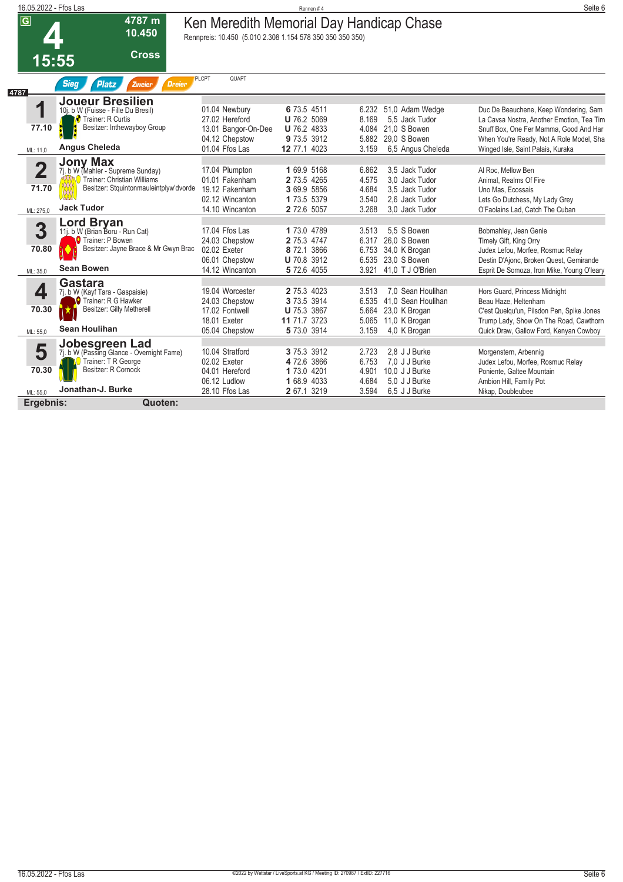# Ken Meredith Memorial Day Handicap Chase

**4** — 15:55 — 4787 m — 10.450 — Cross

Rennpreis: 10.450 (5.010 2.308 1.154 578 350 350 350 350)

Sieg | Platz | Zweier | Dreier | PLCPT | QUAPT

4787

## 1 Joueur Bresilien

10j. b W (Fuisse - Fille Du Bresil)
Trainer: R Curtis
Besitzer: Inthewayboy Group
77.10
ML: 11,0
**Angus Cheleda**

| Datum | Ort | Platz | Gew. | Distanz | Preis | Quote | Reiter | Erste |
|---|---|---|---|---|---|---|---|---|
| 01.04 | Newbury | **6** | 73.5 | 4511 | 6.232 | 51,0 | Adam Wedge | Duc De Beauchene, Keep Wondering, Sam |
| 27.02 | Hereford | **U** | 76.2 | 5069 | 8.169 | 5,5 | Jack Tudor | La Cavsa Nostra, Another Emotion, Tea Tim |
| 13.01 | Bangor-On-Dee | **U** | 76.2 | 4833 | 4.084 | 21,0 | S Bowen | Snuff Box, One Fer Mamma, Good And Har |
| 04.12 | Chepstow | **9** | 73.5 | 3912 | 5.882 | 29,0 | S Bowen | When You're Ready, Not A Role Model, Sha |
| 01.04 | Ffos Las | **12** | 77.1 | 4023 | 3.159 | 6,5 | Angus Cheleda | Winged Isle, Saint Palais, Kuraka |

## 2 Jony Max

7j. b W (Mahler - Supreme Sunday)
Trainer: Christian Williams
Besitzer: Stquintonmauleintplyw'dvorde
71.70
ML: 275,0
**Jack Tudor**

| Datum | Ort | Platz | Gew. | Distanz | Preis | Quote | Reiter | Erste |
|---|---|---|---|---|---|---|---|---|
| 17.04 | Plumpton | **1** | 69.9 | 5168 | 6.862 | 3,5 | Jack Tudor | Al Roc, Mellow Ben |
| 01.01 | Fakenham | **2** | 73.5 | 4265 | 4.575 | 3,0 | Jack Tudor | Animal, Realms Of Fire |
| 19.12 | Fakenham | **3** | 69.9 | 5856 | 4.684 | 3,5 | Jack Tudor | Uno Mas, Ecossais |
| 02.12 | Wincanton | **1** | 73.5 | 5379 | 3.540 | 2,6 | Jack Tudor | Lets Go Dutchess, My Lady Grey |
| 14.10 | Wincanton | **2** | 72.6 | 5057 | 3.268 | 3,0 | Jack Tudor | O'Faolains Lad, Catch The Cuban |

## 3 Lord Bryan

11j. b W (Brian Boru - Run Cat)
Trainer: P Bowen
Besitzer: Jayne Brace & Mr Gwyn Brac
70.80
ML: 35,0
**Sean Bowen**

| Datum | Ort | Platz | Gew. | Distanz | Preis | Quote | Reiter | Erste |
|---|---|---|---|---|---|---|---|---|
| 17.04 | Ffos Las | **1** | 73.0 | 4789 | 3.513 | 5,5 | S Bowen | Bobmahley, Jean Genie |
| 24.03 | Chepstow | **2** | 75.3 | 4747 | 6.317 | 26,0 | S Bowen | Timely Gift, King Orry |
| 02.02 | Exeter | **8** | 72.1 | 3866 | 6.753 | 34,0 | K Brogan | Judex Lefou, Morfee, Rosmuc Relay |
| 06.01 | Chepstow | **U** | 70.8 | 3912 | 6.535 | 23,0 | S Bowen | Destin D'Ajonc, Broken Quest, Gemirande |
| 14.12 | Wincanton | **5** | 72.6 | 4055 | 3.921 | 41,0 | T J O'Brien | Esprit De Somoza, Iron Mike, Young O'leary |

## 4 Gastara

7j. b W (Kayf Tara - Gaspaisie)
Trainer: R G Hawker
Besitzer: Gilly Metherell
70.30
ML: 55,0
**Sean Houlihan**

| Datum | Ort | Platz | Gew. | Distanz | Preis | Quote | Reiter | Erste |
|---|---|---|---|---|---|---|---|---|
| 19.04 | Worcester | **2** | 75.3 | 4023 | 3.513 | 7,0 | Sean Houlihan | Hors Guard, Princess Midnight |
| 24.03 | Chepstow | **3** | 73.5 | 3914 | 6.535 | 41,0 | Sean Houlihan | Beau Haze, Heltenham |
| 17.02 | Fontwell | **U** | 75.3 | 3867 | 5.664 | 23,0 | K Brogan | C'est Quelqu'un, Pilsdon Pen, Spike Jones |
| 18.01 | Exeter | **11** | 71.7 | 3723 | 5.065 | 11,0 | K Brogan | Trump Lady, Show On The Road, Cawthorn |
| 05.04 | Chepstow | **5** | 73.0 | 3914 | 3.159 | 4,0 | K Brogan | Quick Draw, Gallow Ford, Kenyan Cowboy |

## 5 Jobesgreen Lad

7j. b W (Passing Glance - Overnight Fame)
Trainer: T R George
Besitzer: R Cornock
70.30
ML: 55,0
**Jonathan-J. Burke**

| Datum | Ort | Platz | Gew. | Distanz | Preis | Quote | Reiter | Erste |
|---|---|---|---|---|---|---|---|---|
| 10.04 | Stratford | **3** | 75.3 | 3912 | 2.723 | 2,8 | J J Burke | Morgenstern, Arbennig |
| 02.02 | Exeter | **4** | 72.6 | 3866 | 6.753 | 7,0 | J J Burke | Judex Lefou, Morfee, Rosmuc Relay |
| 04.01 | Hereford | **1** | 73.0 | 4201 | 4.901 | 10,0 | J J Burke | Poniente, Galtee Mountain |
| 06.12 | Ludlow | **1** | 68.9 | 4033 | 4.684 | 5,0 | J J Burke | Ambion Hill, Family Pot |
| 28.10 | Ffos Las | **2** | 67.1 | 3219 | 3.594 | 6,5 | J J Burke | Nikap, Doublebee |

**Ergebnis:** **Quoten:**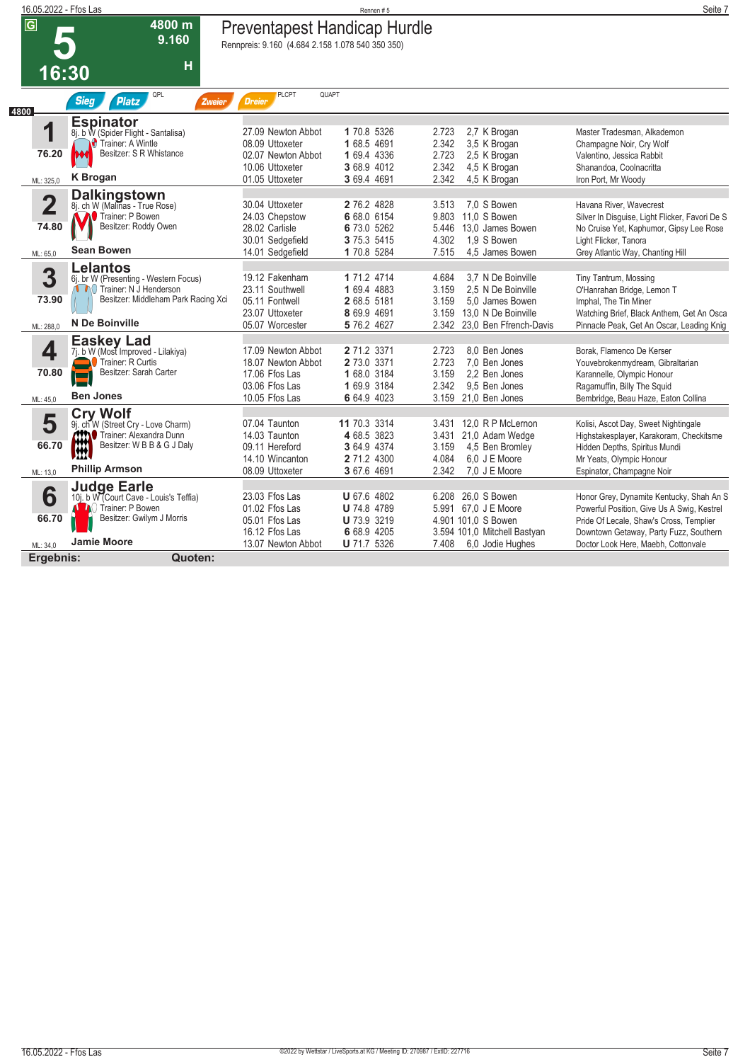# 5 — Preventapest Handicap Hurdle

**16:30** | 4800 m | 9.160 | H | G

Rennpreis: 9.160 (4.684 2.158 1.078 540 350 350)

Sieg | Platz | QPL | Zweier | Dreier | PLCPT | QUAPT

4800

## 1 Espinator
8j. b W (Spider Flight - Santalisa)
Trainer: A Wintle
Besitzer: S R Whistance
76.20
ML: 325,0
**K Brogan**

| Datum | Ort | Pl. | Gew. | ID | Dist. | Quote | Reiter | Gegner |
|---|---|---|---|---|---|---|---|---|
| 27.09 | Newton Abbot | 1 | 70.8 | 5326 | 2.723 | 2,7 | K Brogan | Master Tradesman, Alkademon |
| 08.09 | Uttoxeter | 1 | 68.5 | 4691 | 2.342 | 3,5 | K Brogan | Champagne Noir, Cry Wolf |
| 02.07 | Newton Abbot | 1 | 69.4 | 4336 | 2.723 | 2,5 | K Brogan | Valentino, Jessica Rabbit |
| 10.06 | Uttoxeter | 3 | 68.9 | 4012 | 2.342 | 4,5 | K Brogan | Shanandoa, Coolnacritta |
| 01.05 | Uttoxeter | 3 | 69.4 | 4691 | 2.342 | 4,5 | K Brogan | Iron Port, Mr Woody |

## 2 Dalkingstown
8j. ch W (Malinas - True Rose)
Trainer: P Bowen
Besitzer: Roddy Owen
74.80
ML: 65,0
**Sean Bowen**

| Datum | Ort | Pl. | Gew. | ID | Dist. | Quote | Reiter | Gegner |
|---|---|---|---|---|---|---|---|---|
| 30.04 | Uttoxeter | 2 | 76.2 | 4828 | 3.513 | 7,0 | S Bowen | Havana River, Wavecrest |
| 24.03 | Chepstow | 6 | 68.0 | 6154 | 9.803 | 11,0 | S Bowen | Silver In Disguise, Light Flicker, Favori De S |
| 28.02 | Carlisle | 6 | 73.0 | 5262 | 5.446 | 13,0 | James Bowen | No Cruise Yet, Kaphumor, Gipsy Lee Rose |
| 30.01 | Sedgefield | 3 | 75.3 | 5415 | 4.302 | 1,9 | S Bowen | Light Flicker, Tanora |
| 14.01 | Sedgefield | 1 | 70.8 | 5284 | 7.515 | 4,5 | James Bowen | Grey Atlantic Way, Chanting Hill |

## 3 Lelantos
6j. br W (Presenting - Western Focus)
Trainer: N J Henderson
Besitzer: Middleham Park Racing Xci
73.90
ML: 288,0
**N De Boinville**

| Datum | Ort | Pl. | Gew. | ID | Dist. | Quote | Reiter | Gegner |
|---|---|---|---|---|---|---|---|---|
| 19.12 | Fakenham | 1 | 71.2 | 4714 | 4.684 | 3,7 | N De Boinville | Tiny Tantrum, Mossing |
| 23.11 | Southwell | 1 | 69.4 | 4883 | 3.159 | 2,5 | N De Boinville | O'Hanrahan Bridge, Lemon T |
| 05.11 | Fontwell | 2 | 68.5 | 5181 | 3.159 | 5,0 | James Bowen | Imphal, The Tin Miner |
| 23.07 | Uttoxeter | 8 | 69.9 | 4691 | 3.159 | 13,0 | N De Boinville | Watching Brief, Black Anthem, Get An Osca |
| 05.07 | Worcester | 5 | 76.2 | 4627 | 2.342 | 23,0 | Ben Ffrench-Davis | Pinnacle Peak, Get An Oscar, Leading Knig |

## 4 Easkey Lad
7j. b W (Most Improved - Lilakiya)
Trainer: R Curtis
Besitzer: Sarah Carter
70.80
ML: 45,0
**Ben Jones**

| Datum | Ort | Pl. | Gew. | ID | Dist. | Quote | Reiter | Gegner |
|---|---|---|---|---|---|---|---|---|
| 17.09 | Newton Abbot | 2 | 71.2 | 3371 | 2.723 | 8,0 | Ben Jones | Borak, Flamenco De Kerser |
| 18.07 | Newton Abbot | 2 | 73.0 | 3371 | 2.723 | 7,0 | Ben Jones | Youvebrokenmydream, Gibraltarian |
| 17.06 | Ffos Las | 1 | 68.0 | 3184 | 3.159 | 2,2 | Ben Jones | Karannelle, Olympic Honour |
| 03.06 | Ffos Las | 1 | 69.9 | 3184 | 2.342 | 9,5 | Ben Jones | Ragamuffin, Billy The Squid |
| 10.05 | Ffos Las | 6 | 64.9 | 4023 | 3.159 | 21,0 | Ben Jones | Bembridge, Beau Haze, Eaton Collina |

## 5 Cry Wolf
9j. ch W (Street Cry - Love Charm)
Trainer: Alexandra Dunn
Besitzer: W B B & G J Daly
66.70
ML: 13,0
**Phillip Armson**

| Datum | Ort | Pl. | Gew. | ID | Dist. | Quote | Reiter | Gegner |
|---|---|---|---|---|---|---|---|---|
| 07.04 | Taunton | 11 | 70.3 | 3314 | 3.431 | 12,0 | R P McLernon | Kolisi, Ascot Day, Sweet Nightingale |
| 14.03 | Taunton | 4 | 68.5 | 3823 | 3.431 | 21,0 | Adam Wedge | Highstakesplayer, Karakoram, Checkitsme |
| 09.11 | Hereford | 3 | 64.9 | 4374 | 3.159 | 4,5 | Ben Bromley | Hidden Depths, Spiritus Mundi |
| 14.10 | Wincanton | 2 | 71.2 | 4300 | 4.084 | 6,0 | J E Moore | Mr Yeats, Olympic Honour |
| 08.09 | Uttoxeter | 3 | 67.6 | 4691 | 2.342 | 7,0 | J E Moore | Espinator, Champagne Noir |

## 6 Judge Earle
10j. b W (Court Cave - Louis's Teffia)
Trainer: P Bowen
Besitzer: Gwilym J Morris
66.70
ML: 34,0
**Jamie Moore**

| Datum | Ort | Pl. | Gew. | ID | Dist. | Quote | Reiter | Gegner |
|---|---|---|---|---|---|---|---|---|
| 23.03 | Ffos Las | U | 67.6 | 4802 | 6.208 | 26,0 | S Bowen | Honor Grey, Dynamite Kentucky, Shah An S |
| 01.02 | Ffos Las | U | 74.8 | 4789 | 5.991 | 67,0 | J E Moore | Powerful Position, Give Us A Swig, Kestrel |
| 05.01 | Ffos Las | U | 73.9 | 3219 | 4.901 | 101,0 | S Bowen | Pride Of Lecale, Shaw's Cross, Templier |
| 16.12 | Ffos Las | 6 | 68.9 | 4205 | 3.594 | 101,0 | Mitchell Bastyan | Downtown Getaway, Party Fuzz, Southern |
| 13.07 | Newton Abbot | U | 71.7 | 5326 | 7.408 | 6,0 | Jodie Hughes | Doctor Look Here, Maebh, Cottonvale |

**Ergebnis:** **Quoten:**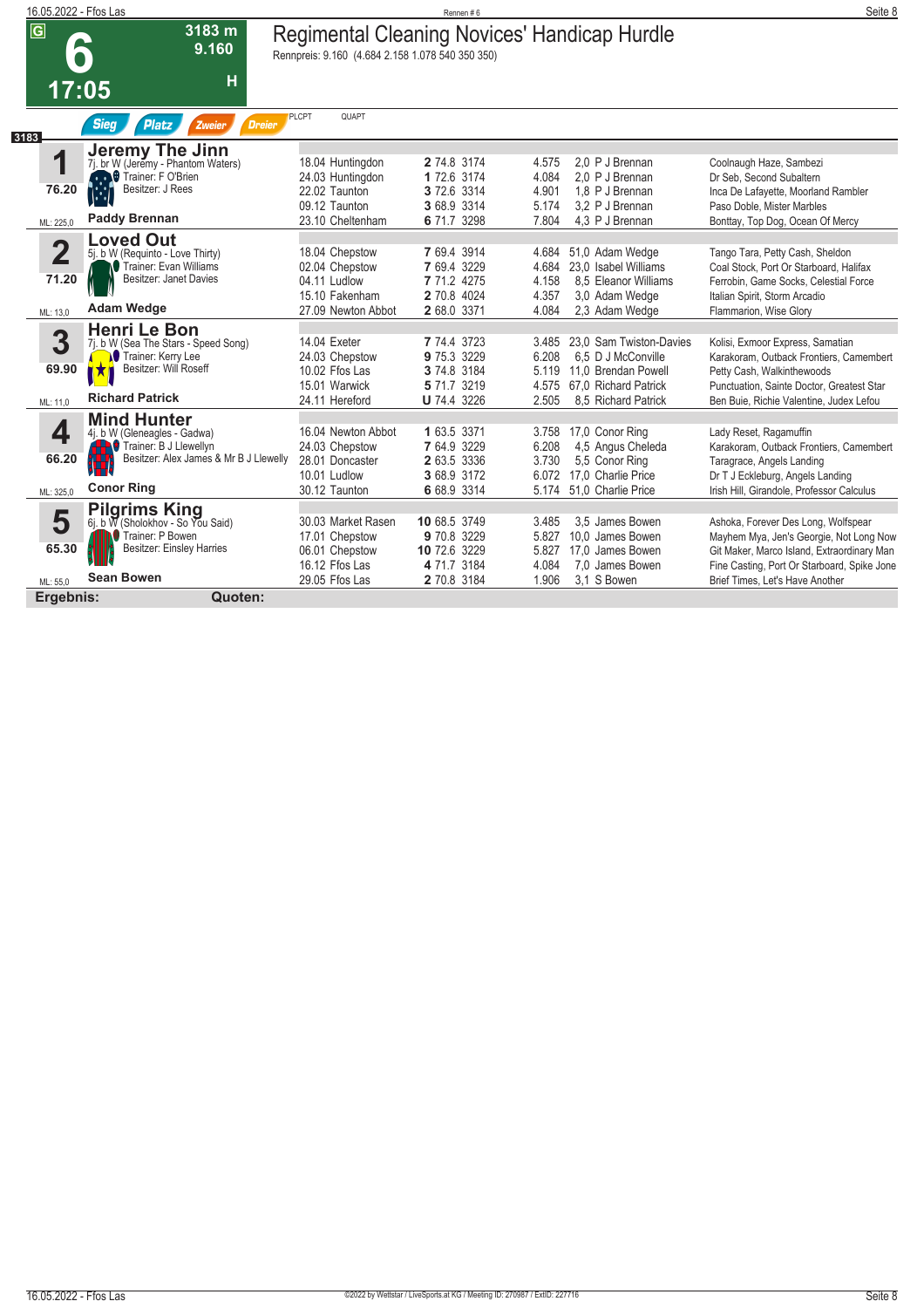# 6 — 17:05

3183 m · 9.160 · H

## Regimental Cleaning Novices' Handicap Hurdle

Rennpreis: 9.160 (4.684 2.158 1.078 540 350 350)

Sieg · Platz · Zweier · Dreier · PLCPT · QUAPT

3183

### 1 Jeremy The Jinn

7j. br W (Jeremy - Phantom Waters)
Trainer: F O'Brien
Besitzer: J Rees
76.20
ML: 225,0
**Paddy Brennan**

| Datum / Bahn | Platz / Rating / Distanz | Preis | Quote / Reiter | Erste |
|---|---|---|---|---|
| 18.04 Huntingdon | **2** 74.8 3174 | 4.575 | 2,0 P J Brennan | Coolnaugh Haze, Sambezi |
| 24.03 Huntingdon | **1** 72.6 3174 | 4.084 | 2,0 P J Brennan | Dr Seb, Second Subaltern |
| 22.02 Taunton | **3** 72.6 3314 | 4.901 | 1,8 P J Brennan | Inca De Lafayette, Moorland Rambler |
| 09.12 Taunton | **3** 68.9 3314 | 5.174 | 3,2 P J Brennan | Paso Doble, Mister Marbles |
| 23.10 Cheltenham | **6** 71.7 3298 | 7.804 | 4,3 P J Brennan | Bonttay, Top Dog, Ocean Of Mercy |

### 2 Loved Out

5j. b W (Requinto - Love Thirty)
Trainer: Evan Williams
Besitzer: Janet Davies
71.20
ML: 13,0
**Adam Wedge**

| Datum / Bahn | Platz / Rating / Distanz | Preis | Quote / Reiter | Erste |
|---|---|---|---|---|
| 18.04 Chepstow | **7** 69.4 3914 | 4.684 | 51,0 Adam Wedge | Tango Tara, Petty Cash, Sheldon |
| 02.04 Chepstow | **7** 69.4 3229 | 4.684 | 23,0 Isabel Williams | Coal Stock, Port Or Starboard, Halifax |
| 04.11 Ludlow | **7** 71.2 4275 | 4.158 | 8,5 Eleanor Williams | Ferrobin, Game Socks, Celestial Force |
| 15.10 Fakenham | **2** 70.8 4024 | 4.357 | 3,0 Adam Wedge | Italian Spirit, Storm Arcadio |
| 27.09 Newton Abbot | **2** 68.0 3371 | 4.084 | 2,3 Adam Wedge | Flammarion, Wise Glory |

### 3 Henri Le Bon

7j. b W (Sea The Stars - Speed Song)
Trainer: Kerry Lee
Besitzer: Will Roseff
69.90
ML: 11,0
**Richard Patrick**

| Datum / Bahn | Platz / Rating / Distanz | Preis | Quote / Reiter | Erste |
|---|---|---|---|---|
| 14.04 Exeter | **7** 74.4 3723 | 3.485 | 23,0 Sam Twiston-Davies | Kolisi, Exmoor Express, Samatian |
| 24.03 Chepstow | **9** 75.3 3229 | 6.208 | 6,5 D J McConville | Karakoram, Outback Frontiers, Camembert |
| 10.02 Ffos Las | **3** 74.8 3184 | 5.119 | 11,0 Brendan Powell | Petty Cash, Walkinthewoods |
| 15.01 Warwick | **5** 71.7 3219 | 4.575 | 67,0 Richard Patrick | Punctuation, Sainte Doctor, Greatest Star |
| 24.11 Hereford | **U** 74.4 3226 | 2.505 | 8,5 Richard Patrick | Ben Buie, Richie Valentine, Judex Lefou |

### 4 Mind Hunter

4j. b W (Gleneagles - Gadwa)
Trainer: B J Llewellyn
Besitzer: Alex James & Mr B J Llewelly
66.20
ML: 325,0
**Conor Ring**

| Datum / Bahn | Platz / Rating / Distanz | Preis | Quote / Reiter | Erste |
|---|---|---|---|---|
| 16.04 Newton Abbot | **1** 63.5 3371 | 3.758 | 17,0 Conor Ring | Lady Reset, Ragamuffin |
| 24.03 Chepstow | **7** 64.9 3229 | 6.208 | 4,5 Angus Cheleda | Karakoram, Outback Frontiers, Camembert |
| 28.01 Doncaster | **2** 63.5 3336 | 3.730 | 5,5 Conor Ring | Taragrace, Angels Landing |
| 10.01 Ludlow | **3** 68.9 3172 | 6.072 | 17,0 Charlie Price | Dr T J Eckleburg, Angels Landing |
| 30.12 Taunton | **6** 68.9 3314 | 5.174 | 51,0 Charlie Price | Irish Hill, Girandole, Professor Calculus |

### 5 Pilgrims King

6j. b W (Sholokhov - So You Said)
Trainer: P Bowen
Besitzer: Einsley Harries
65.30
ML: 55,0
**Sean Bowen**

| Datum / Bahn | Platz / Rating / Distanz | Preis | Quote / Reiter | Erste |
|---|---|---|---|---|
| 30.03 Market Rasen | **10** 68.5 3749 | 3.485 | 3,5 James Bowen | Ashoka, Forever Des Long, Wolfspear |
| 17.01 Chepstow | **9** 70.8 3229 | 5.827 | 10,0 James Bowen | Mayhem Mya, Jen's Georgie, Not Long Now |
| 06.01 Chepstow | **10** 72.6 3229 | 5.827 | 17,0 James Bowen | Git Maker, Marco Island, Extraordinary Man |
| 16.12 Ffos Las | **4** 71.7 3184 | 4.084 | 7,0 James Bowen | Fine Casting, Port Or Starboard, Spike Jone |
| 29.05 Ffos Las | **2** 70.8 3184 | 1.906 | 3,1 S Bowen | Brief Times, Let's Have Another |

**Ergebnis:** **Quoten:**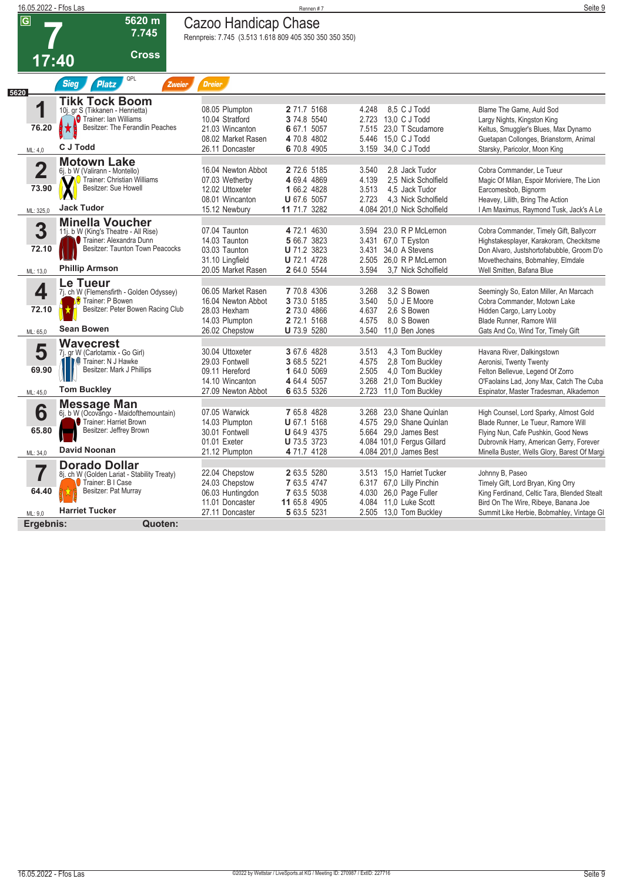# 7 — 17:40

**5620 m** · **7.745** · **Cross**

## Cazoo Handicap Chase

Rennpreis: 7.745 (3.513 1.618 809 405 350 350 350 350)

Sieg · Platz · QPL · Zweier · Dreier

5620

### 1 Tikk Tock Boom

10j. gr S (Tikkanen - Henrietta)
Trainer: Ian Williams
Besitzer: The Ferandlin Peaches
76.20
C J Todd
ML: 4,0

| | | | | | | |
|---|---|---|---|---|---|---|
| 08.05 Plumpton | 2 71.7 | 5168 | 4.248 | 8,5 | C J Todd | Blame The Game, Auld Sod |
| 10.04 Stratford | 3 74.8 | 5540 | 2.723 | 13,0 | C J Todd | Largy Nights, Kingston King |
| 21.03 Wincanton | 6 67.1 | 5057 | 7.515 | 23,0 | T Scudamore | Keltus, Smuggler's Blues, Max Dynamo |
| 08.02 Market Rasen | 4 70.8 | 4802 | 5.446 | 15,0 | C J Todd | Guetapan Collonges, Brianstorm, Animal |
| 26.11 Doncaster | 6 70.8 | 4905 | 3.159 | 34,0 | C J Todd | Starsky, Paricolor, Moon King |

### 2 Motown Lake

6j. b W (Valirann - Montello)
Trainer: Christian Williams
Besitzer: Sue Howell
73.90
Jack Tudor
ML: 325,0

| | | | | | | |
|---|---|---|---|---|---|---|
| 16.04 Newton Abbot | 2 72.6 | 5185 | 3.540 | 2,8 | Jack Tudor | Cobra Commander, Le Tueur |
| 07.03 Wetherby | 4 69.4 | 4869 | 4.139 | 2,5 | Nick Scholfield | Magic Of Milan, Espoir Moriviere, The Lion |
| 12.02 Uttoxeter | 1 66.2 | 4828 | 3.513 | 4,5 | Jack Tudor | Earcomesbob, Bignorm |
| 08.01 Wincanton | U 67.6 | 5057 | 2.723 | 4,3 | Nick Scholfield | Heavey, Lilith, Bring The Action |
| 15.12 Newbury | 11 71.7 | 3282 | 4.084 | 201,0 | Nick Scholfield | I Am Maximus, Raymond Tusk, Jack's A Le |

### 3 Minella Voucher

11j. b W (King's Theatre - All Rise)
Trainer: Alexandra Dunn
Besitzer: Taunton Town Peacocks
72.10
Phillip Armson
ML: 13,0

| | | | | | | |
|---|---|---|---|---|---|---|
| 07.04 Taunton | 4 72.1 | 4630 | 3.594 | 23,0 | R P McLernon | Cobra Commander, Timely Gift, Ballycorr |
| 14.03 Taunton | 5 66.7 | 3823 | 3.431 | 67,0 | T Eyston | Highstakesplayer, Karakoram, Checkitsme |
| 03.03 Taunton | U 71.2 | 3823 | 3.431 | 34,0 | A Stevens | Don Alvaro, Justshortofabubble, Groom D'o |
| 31.10 Lingfield | U 72.1 | 4728 | 2.505 | 26,0 | R P McLernon | Movethechains, Bobmahley, Elmdale |
| 20.05 Market Rasen | 2 64.0 | 5544 | 3.594 | 3,7 | Nick Scholfield | Well Smitten, Bafana Blue |

### 4 Le Tueur

7j. ch W (Flemensfirth - Golden Odyssey)
Trainer: P Bowen
Besitzer: Peter Bowen Racing Club
72.10
Sean Bowen
ML: 65,0

| | | | | | | |
|---|---|---|---|---|---|---|
| 06.05 Market Rasen | 7 70.8 | 4306 | 3.268 | 3,2 | S Bowen | Seemingly So, Eaton Miller, An Marcach |
| 16.04 Newton Abbot | 3 73.0 | 5185 | 3.540 | 5,0 | J E Moore | Cobra Commander, Motown Lake |
| 28.03 Hexham | 2 73.0 | 4866 | 4.637 | 2,6 | S Bowen | Hidden Cargo, Larry Looby |
| 14.03 Plumpton | 2 72.1 | 5168 | 4.575 | 8,0 | S Bowen | Blade Runner, Ramore Will |
| 26.02 Chepstow | U 73.9 | 5280 | 3.540 | 11,0 | Ben Jones | Gats And Co, Wind Tor, Timely Gift |

### 5 Wavecrest

7j. gr W (Carlotamix - Go Girl)
Trainer: N J Hawke
Besitzer: Mark J Phillips
69.90
Tom Buckley
ML: 45,0

| | | | | | | |
|---|---|---|---|---|---|---|
| 30.04 Uttoxeter | 3 67.6 | 4828 | 3.513 | 4,3 | Tom Buckley | Havana River, Dalkingstown |
| 29.03 Fontwell | 3 68.5 | 5221 | 4.575 | 2,8 | Tom Buckley | Aeronisi, Twenty Twenty |
| 09.11 Hereford | 1 64.0 | 5069 | 2.505 | 4,0 | Tom Buckley | Felton Bellevue, Legend Of Zorro |
| 14.10 Wincanton | 4 64.4 | 5057 | 3.268 | 21,0 | Tom Buckley | O'Faolains Lad, Jony Max, Catch The Cuba |
| 27.09 Newton Abbot | 6 63.5 | 5326 | 2.723 | 11,0 | Tom Buckley | Espinator, Master Tradesman, Alkademon |

### 6 Message Man

6j. b W (Ocovango - Maidofthemountain)
Trainer: Harriet Brown
Besitzer: Jeffrey Brown
65.80
David Noonan
ML: 34,0

| | | | | | | |
|---|---|---|---|---|---|---|
| 07.05 Warwick | 7 65.8 | 4828 | 3.268 | 23,0 | Shane Quinlan | High Counsel, Lord Sparky, Almost Gold |
| 14.03 Plumpton | U 67.1 | 5168 | 4.575 | 29,0 | Shane Quinlan | Blade Runner, Le Tueur, Ramore Will |
| 30.01 Fontwell | U 64.9 | 4375 | 5.664 | 29,0 | James Best | Flying Nun, Cafe Pushkin, Good News |
| 01.01 Exeter | U 73.5 | 3723 | 4.084 | 101,0 | Fergus Gillard | Dubrovnik Harry, American Gerry, Forever |
| 21.12 Plumpton | 4 71.7 | 4128 | 4.084 | 201,0 | James Best | Minella Buster, Wells Glory, Barest Of Margi |

### 7 Dorado Dollar

8j. ch W (Golden Lariat - Stability Treaty)
Trainer: B I Case
Besitzer: Pat Murray
64.40
Harriet Tucker
ML: 9,0

| | | | | | | |
|---|---|---|---|---|---|---|
| 22.04 Chepstow | 2 63.5 | 5280 | 3.513 | 15,0 | Harriet Tucker | Johnny B, Paseo |
| 24.03 Chepstow | 7 63.5 | 4747 | 6.317 | 67,0 | Lilly Pinchin | Timely Gift, Lord Bryan, King Orry |
| 06.03 Huntingdon | 7 63.5 | 5038 | 4.030 | 26,0 | Page Fuller | King Ferdinand, Celtic Tara, Blended Stealt |
| 11.01 Doncaster | 11 65.8 | 4905 | 4.084 | 11,0 | Luke Scott | Bird On The Wire, Ribeye, Banana Joe |
| 27.11 Doncaster | 5 63.5 | 5231 | 2.505 | 13,0 | Tom Buckley | Summit Like Herbie, Bobmahley, Vintage Gl |

**Ergebnis:** **Quoten:**